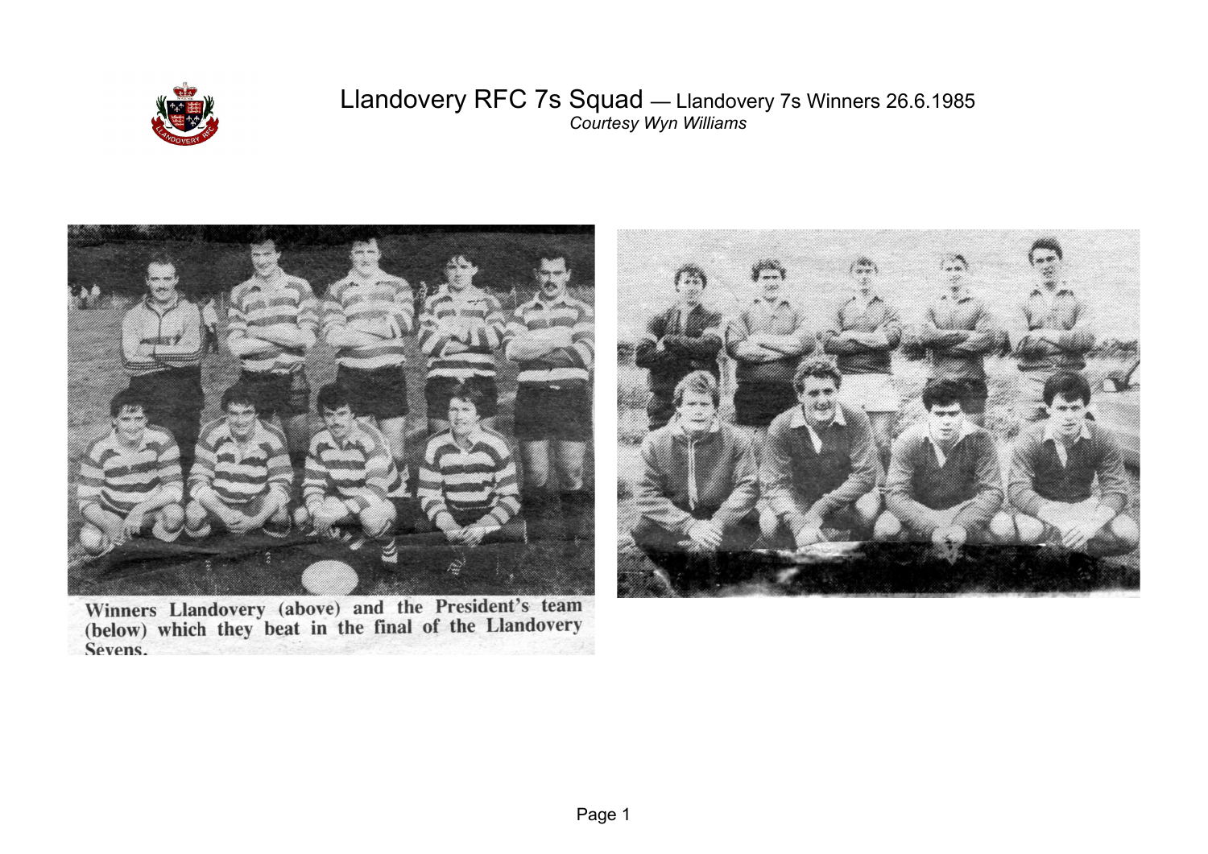# Llandovery RFC 7s Squad — Llandovery 7s Winners 26.6.1985

*Courtesy Wyn Williams*

Winners Llandovery (above) and the President's team (below) which they beat in the final of the Llandovery Sevens.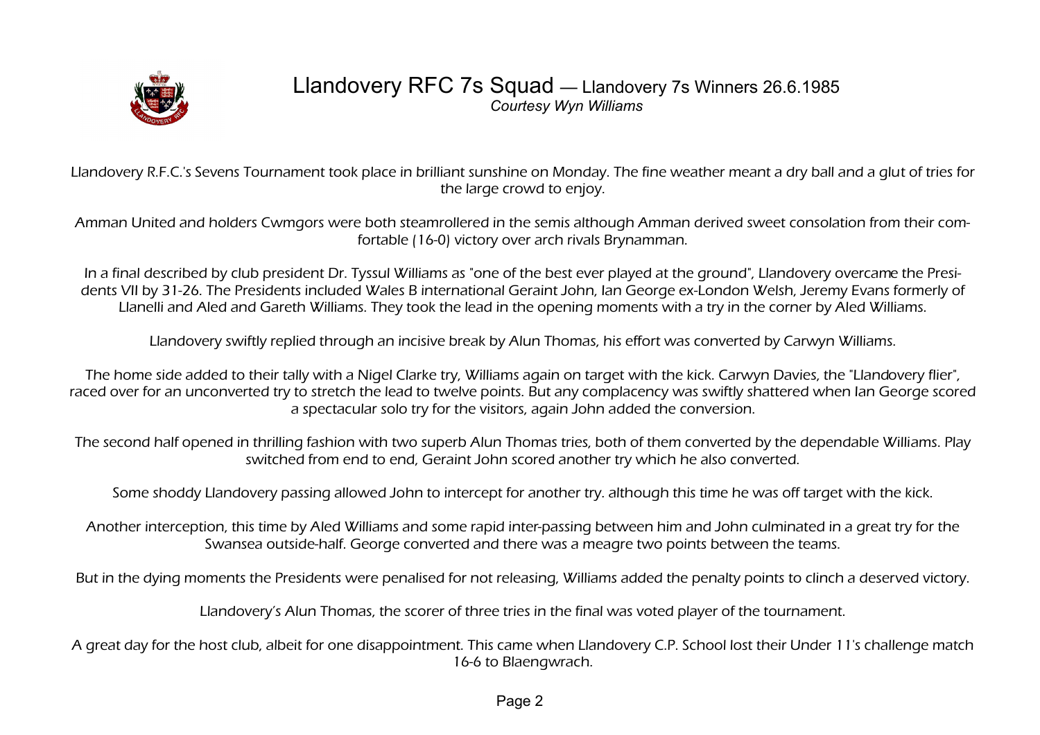# Llandovery RFC 7s Squad — Llandovery 7s Winners 26.6.1985

*Courtesy Wyn Williams*

Llandovery R.F.C.'s Sevens Tournament took place in brilliant sunshine on Monday. The fine weather meant a dry ball and a glut of tries for the large crowd to enjoy.

Amman United and holders Cwmgors were both steamrollered in the semis although Amman derived sweet consolation from their comfortable (16-0) victory over arch rivals Brynamman.

In a final described by club president Dr. Tyssul Williams as "one of the best ever played at the ground", Llandovery overcame the Presidents VII by 31-26. The Presidents included Wales B international Geraint John, Ian George ex-London Welsh, Jeremy Evans formerly of Llanelli and Aled and Gareth Williams. They took the lead in the opening moments with a try in the corner by Aled Williams.

Llandovery swiftly replied through an incisive break by Alun Thomas, his effort was converted by Carwyn Williams.

The home side added to their tally with a Nigel Clarke try, Williams again on target with the kick. Carwyn Davies, the "Llandovery flier", raced over for an unconverted try to stretch the lead to twelve points. But any complacency was swiftly shattered when Ian George scored a spectacular solo try for the visitors, again John added the conversion.

The second half opened in thrilling fashion with two superb Alun Thomas tries, both of them converted by the dependable Williams. Play switched from end to end, Geraint John scored another try which he also converted.

Some shoddy Llandovery passing allowed John to intercept for another try. although this time he was off target with the kick.

Another interception, this time by Aled Williams and some rapid inter-passing between him and John culminated in a great try for the Swansea outside-half. George converted and there was a meagre two points between the teams.

But in the dying moments the Presidents were penalised for not releasing, Williams added the penalty points to clinch a deserved victory.

Llandovery's Alun Thomas, the scorer of three tries in the final was voted player of the tournament.

A great day for the host club, albeit for one disappointment. This came when Llandovery C.P. School lost their Under 11's challenge match 16-6 to Blaengwrach.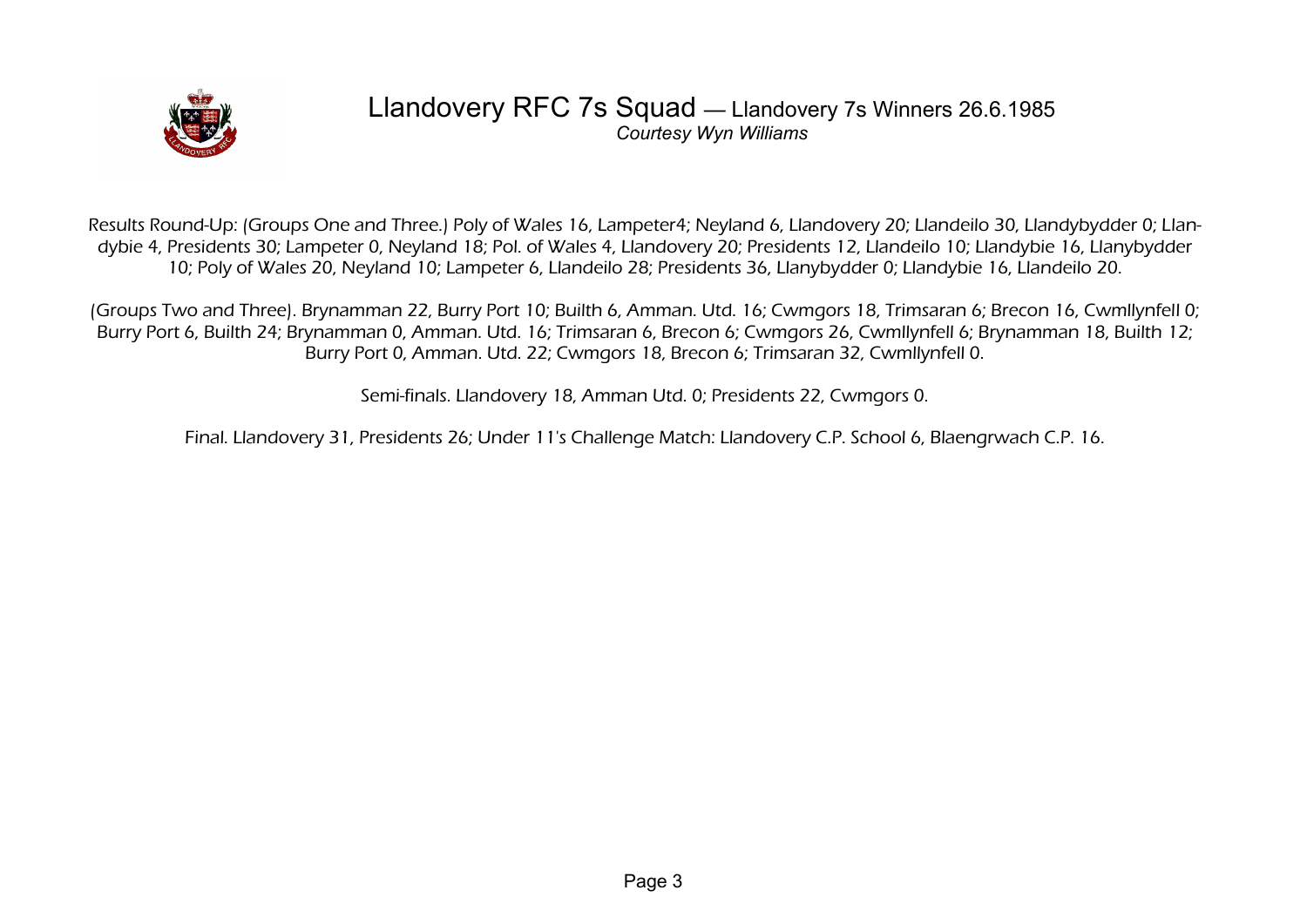# Llandovery RFC 7s Squad — Llandovery 7s Winners 26.6.1985

*Courtesy Wyn Williams*

Results Round-Up: (Groups One and Three.) Poly of Wales 16, Lampeter4; Neyland 6, Llandovery 20; Llandeilo 30, Llandybydder 0; Llandybie 4, Presidents 30; Lampeter 0, Neyland 18; Pol. of Wales 4, Llandovery 20; Presidents 12, Llandeilo 10; Llandybie 16, Llanybydder 10; Poly of Wales 20, Neyland 10; Lampeter 6, Llandeilo 28; Presidents 36, Llanybydder 0; Llandybie 16, Llandeilo 20.

(Groups Two and Three). Brynamman 22, Burry Port 10; Builth 6, Amman. Utd. 16; Cwmgors 18, Trimsaran 6; Brecon 16, Cwmllynfell 0; Burry Port 6, Builth 24; Brynamman 0, Amman. Utd. 16; Trimsaran 6, Brecon 6; Cwmgors 26, Cwmllynfell 6; Brynamman 18, Builth 12; Burry Port 0, Amman. Utd. 22; Cwmgors 18, Brecon 6; Trimsaran 32, Cwmllynfell 0.

Semi-finals. Llandovery 18, Amman Utd. 0; Presidents 22, Cwmgors 0.

Final. Llandovery 31, Presidents 26; Under 11's Challenge Match: Llandovery C.P. School 6, Blaengrwach C.P. 16.